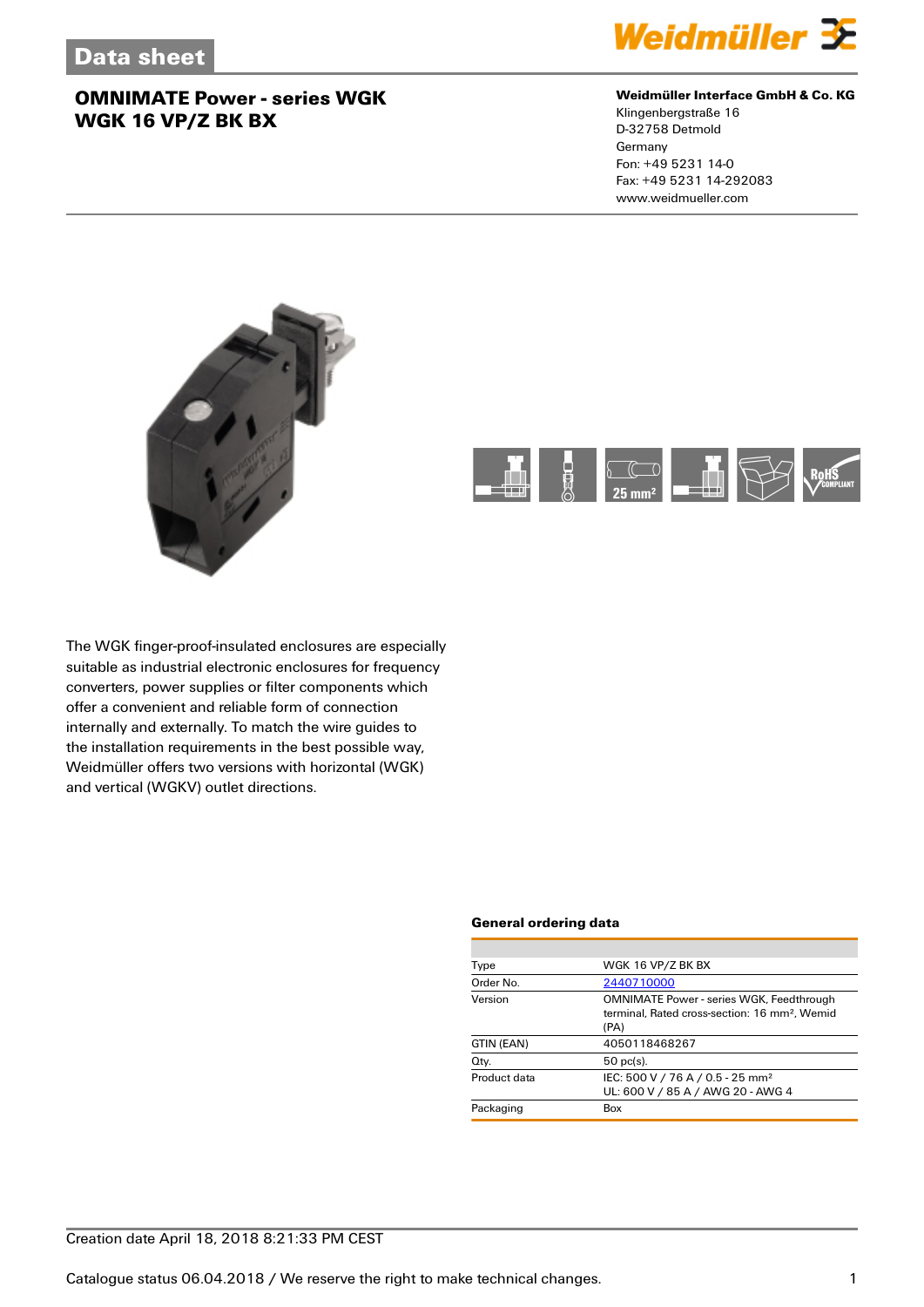# Data sheet

## OMNIMATE Power - series WGK
## WGK 16 VP/Z BK BX

**Weidmüller Interface GmbH & Co. KG**
Klingenbergstraße 16
D-32758 Detmold
Germany
Fon: +49 5231 14-0
Fax: +49 5231 14-292083
www.weidmueller.com

25 mm²

The WGK finger-proof-insulated enclosures are especially suitable as industrial electronic enclosures for frequency converters, power supplies or filter components which offer a convenient and reliable form of connection internally and externally. To match the wire guides to the installation requirements in the best possible way, Weidmüller offers two versions with horizontal (WGK) and vertical (WGKV) outlet directions.

### General ordering data

| | |
|---|---|
| Type | WGK 16 VP/Z BK BX |
| Order No. | 2440710000 |
| Version | OMNIMATE Power - series WGK, Feedthrough terminal, Rated cross-section: 16 mm², Wemid (PA) |
| GTIN (EAN) | 4050118468267 |
| Qty. | 50 pc(s). |
| Product data | IEC: 500 V / 76 A / 0.5 - 25 mm²<br>UL: 600 V / 85 A / AWG 20 - AWG 4 |
| Packaging | Box |

Creation date April 18, 2018 8:21:33 PM CEST

Catalogue status 06.04.2018 / We reserve the right to make technical changes.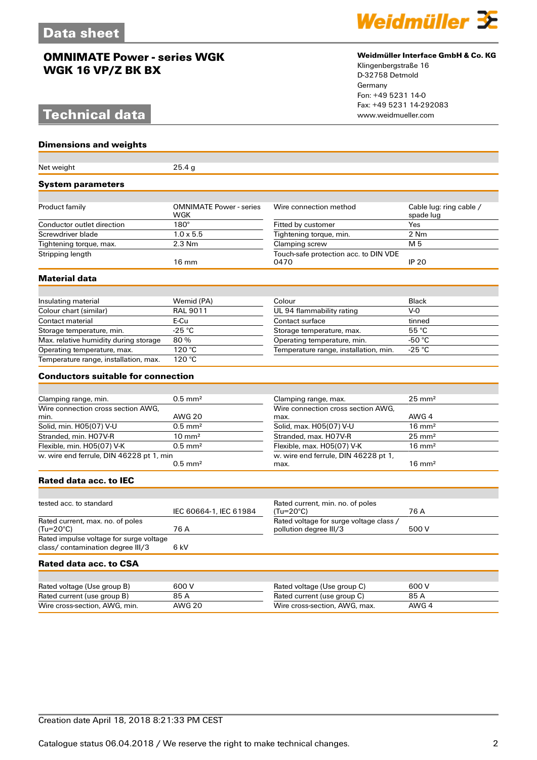# OMNIMATE Power - series WGK
## WGK 16 VP/Z BK BX

**Weidmüller Interface GmbH & Co. KG**
Klingenbergstraße 16
D-32758 Detmold
Germany
Fon: +49 5231 14-0
Fax: +49 5231 14-292083
www.weidmueller.com

## Technical data

### Dimensions and weights

| | |
|---|---|
| Net weight | 25.4 g |

### System parameters

| | | | |
|---|---|---|---|
| Product family | OMNIMATE Power - series WGK | Wire connection method | Cable lug: ring cable / spade lug |
| Conductor outlet direction | 180° | Fitted by customer | Yes |
| Screwdriver blade | 1.0 x 5.5 | Tightening torque, min. | 2 Nm |
| Tightening torque, max. | 2.3 Nm | Clamping screw | M 5 |
| Stripping length | 16 mm | Touch-safe protection acc. to DIN VDE 0470 | IP 20 |

### Material data

| | | | |
|---|---|---|---|
| Insulating material | Wemid (PA) | Colour | Black |
| Colour chart (similar) | RAL 9011 | UL 94 flammability rating | V-0 |
| Contact material | E-Cu | Contact surface | tinned |
| Storage temperature, min. | -25 °C | Storage temperature, max. | 55 °C |
| Max. relative humidity during storage | 80 % | Operating temperature, min. | -50 °C |
| Operating temperature, max. | 120 °C | Temperature range, installation, min. | -25 °C |
| Temperature range, installation, max. | 120 °C | | |

### Conductors suitable for connection

| | | | |
|---|---|---|---|
| Clamping range, min. | 0.5 mm² | Clamping range, max. | 25 mm² |
| Wire connection cross section AWG, min. | AWG 20 | Wire connection cross section AWG, max. | AWG 4 |
| Solid, min. H05(07) V-U | 0.5 mm² | Solid, max. H05(07) V-U | 16 mm² |
| Stranded, min. H07V-R | 10 mm² | Stranded, max. H07V-R | 25 mm² |
| Flexible, min. H05(07) V-K | 0.5 mm² | Flexible, max. H05(07) V-K | 16 mm² |
| w. wire end ferrule, DIN 46228 pt 1, min | 0.5 mm² | w. wire end ferrule, DIN 46228 pt 1, max. | 16 mm² |

### Rated data acc. to IEC

| | | | |
|---|---|---|---|
| tested acc. to standard | IEC 60664-1, IEC 61984 | Rated current, min. no. of poles (Tu=20°C) | 76 A |
| Rated current, max. no. of poles (Tu=20°C) | 76 A | Rated voltage for surge voltage class / pollution degree III/3 | 500 V |
| Rated impulse voltage for surge voltage class/ contamination degree III/3 | 6 kV | | |

### Rated data acc. to CSA

| | | | |
|---|---|---|---|
| Rated voltage (Use group B) | 600 V | Rated voltage (Use group C) | 600 V |
| Rated current (use group B) | 85 A | Rated current (use group C) | 85 A |
| Wire cross-section, AWG, min. | AWG 20 | Wire cross-section, AWG, max. | AWG 4 |

Creation date April 18, 2018 8:21:33 PM CEST

Catalogue status 06.04.2018 / We reserve the right to make technical changes.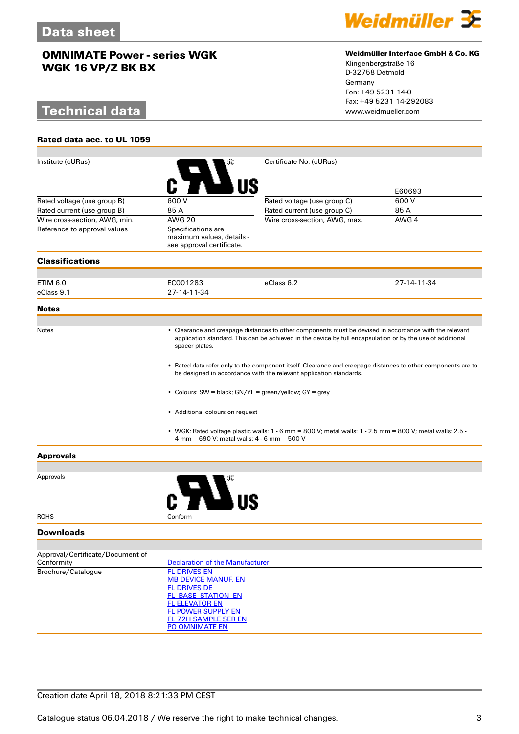## Technical data

### Rated data acc. to UL 1059

| | | | |
|---|---|---|---|
| Institute (cURus) | | Certificate No. (cURus) | E60693 |
| Rated voltage (use group B) | 600 V | Rated voltage (use group C) | 600 V |
| Rated current (use group B) | 85 A | Rated current (use group C) | 85 A |
| Wire cross-section, AWG, min. | AWG 20 | Wire cross-section, AWG, max. | AWG 4 |
| Reference to approval values | Specifications are maximum values, details - see approval certificate. | | |

### Classifications

| | | | |
|---|---|---|---|
| ETIM 6.0 | EC001283 | eClass 6.2 | 27-14-11-34 |
| eClass 9.1 | 27-14-11-34 | | |

### Notes

Notes

- Clearance and creepage distances to other components must be devised in accordance with the relevant application standard. This can be achieved in the device by full encapsulation or by the use of additional spacer plates.
- Rated data refer only to the component itself. Clearance and creepage distances to other components are to be designed in accordance with the relevant application standards.
- Colours: SW = black; GN/YL = green/yellow; GY = grey
- Additional colours on request
- WGK: Rated voltage plastic walls: 1 - 6 mm = 800 V; metal walls: 1 - 2.5 mm = 800 V; metal walls: 2.5 - 4 mm = 690 V; metal walls: 4 - 6 mm = 500 V

### Approvals

| | |
|---|---|
| Approvals | |
| ROHS | Conform |

### Downloads

| | |
|---|---|
| Approval/Certificate/Document of Conformity | Declaration of the Manufacturer |
| Brochure/Catalogue | FL DRIVES EN<br>MB DEVICE MANUF. EN<br>FL DRIVES DE<br>FL BASE STATION EN<br>FL ELEVATOR EN<br>FL POWER SUPPLY EN<br>FL 72H SAMPLE SER EN<br>PO OMNIMATE EN |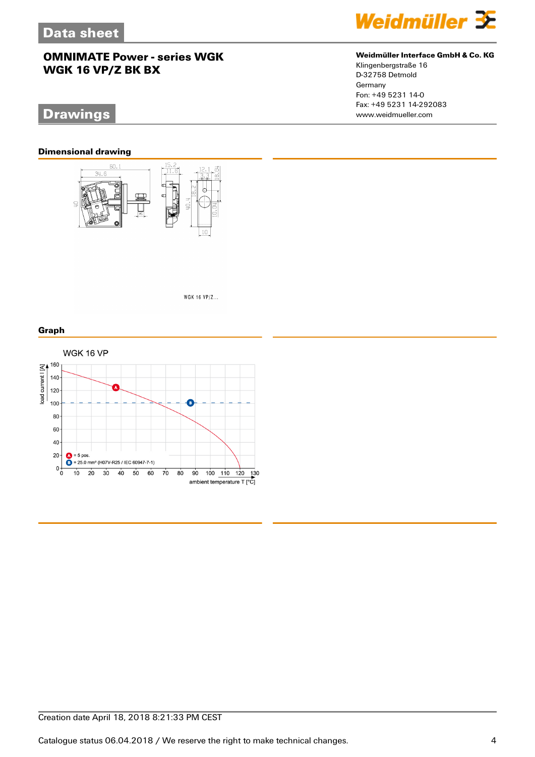# Data sheet

## OMNIMATE Power - series WGK
## WGK 16 VP/Z BK BX

**Weidmüller Interface GmbH & Co. KG**
Klingenbergstraße 16
D-32758 Detmold
Germany
Fon: +49 5231 14-0
Fax: +49 5231 14-292083
www.weidmueller.com

## Drawings

### Dimensional drawing

60.1
34.6
40
15.2
11.6
12.1
3.3
18.64
18.2
40.4
10.04
10

WGK 16 VP/Z...

### Graph

WGK 16 VP

load current I [A]
160
140
120
100
80
60
40
20
0

0 10 20 30 40 50 60 70 80 90 100 110 120 130
ambient temperature T [°C]

A = 5 pos.
B = 25.0 mm² (H07V-R25 / IEC 60947-7-1)

Creation date April 18, 2018 8:21:33 PM CEST

Catalogue status 06.04.2018 / We reserve the right to make technical changes.